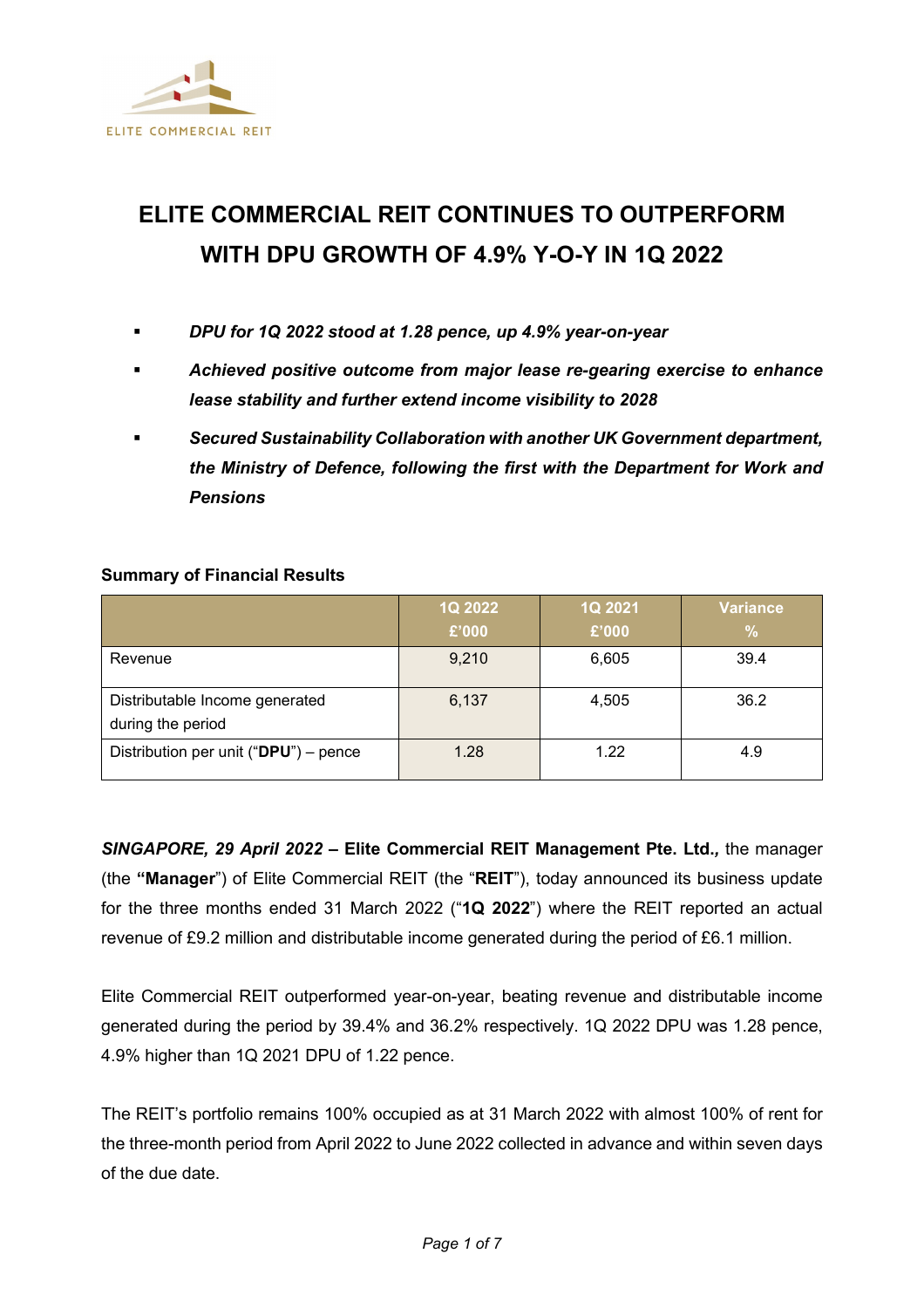ELITE COMMERCIAL REIT

# ELITE COMMERCIAL REIT CONTINUES TO OUTPERFORM WITH DPU GROWTH OF 4.9% Y-O-Y IN 1Q 2022

- ***DPU for 1Q 2022 stood at 1.28 pence, up 4.9% year-on-year***
- ***Achieved positive outcome from major lease re-gearing exercise to enhance lease stability and further extend income visibility to 2028***
- ***Secured Sustainability Collaboration with another UK Government department, the Ministry of Defence, following the first with the Department for Work and Pensions***

**Summary of Financial Results**

| | 1Q 2022 £'000 | 1Q 2021 £'000 | Variance % |
|---|---|---|---|
| Revenue | 9,210 | 6,605 | 39.4 |
| Distributable Income generated during the period | 6,137 | 4,505 | 36.2 |
| Distribution per unit ("**DPU**") – pence | 1.28 | 1.22 | 4.9 |

***SINGAPORE, 29 April 2022* – Elite Commercial REIT Management Pte. Ltd.*,*** the manager (the **"Manager**") of Elite Commercial REIT (the "**REIT**"), today announced its business update for the three months ended 31 March 2022 ("**1Q 2022**") where the REIT reported an actual revenue of £9.2 million and distributable income generated during the period of £6.1 million.

Elite Commercial REIT outperformed year-on-year, beating revenue and distributable income generated during the period by 39.4% and 36.2% respectively. 1Q 2022 DPU was 1.28 pence, 4.9% higher than 1Q 2021 DPU of 1.22 pence.

The REIT's portfolio remains 100% occupied as at 31 March 2022 with almost 100% of rent for the three-month period from April 2022 to June 2022 collected in advance and within seven days of the due date.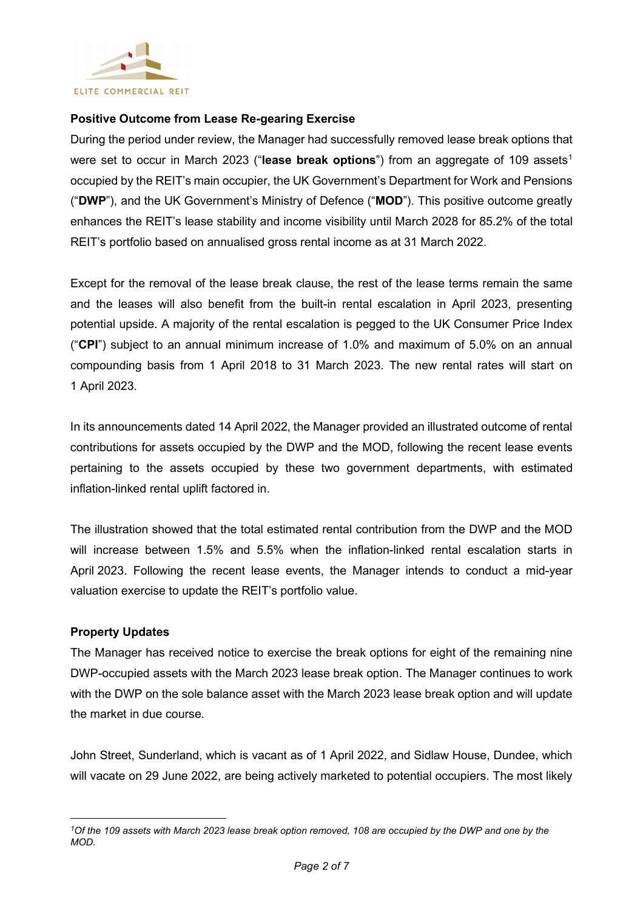### Positive Outcome from Lease Re-gearing Exercise

During the period under review, the Manager had successfully removed lease break options that were set to occur in March 2023 ("**lease break options**") from an aggregate of 109 assets[1] occupied by the REIT's main occupier, the UK Government's Department for Work and Pensions ("**DWP**"), and the UK Government's Ministry of Defence ("**MOD**"). This positive outcome greatly enhances the REIT's lease stability and income visibility until March 2028 for 85.2% of the total REIT's portfolio based on annualised gross rental income as at 31 March 2022.

Except for the removal of the lease break clause, the rest of the lease terms remain the same and the leases will also benefit from the built-in rental escalation in April 2023, presenting potential upside. A majority of the rental escalation is pegged to the UK Consumer Price Index ("**CPI**") subject to an annual minimum increase of 1.0% and maximum of 5.0% on an annual compounding basis from 1 April 2018 to 31 March 2023. The new rental rates will start on 1 April 2023.

In its announcements dated 14 April 2022, the Manager provided an illustrated outcome of rental contributions for assets occupied by the DWP and the MOD, following the recent lease events pertaining to the assets occupied by these two government departments, with estimated inflation-linked rental uplift factored in.

The illustration showed that the total estimated rental contribution from the DWP and the MOD will increase between 1.5% and 5.5% when the inflation-linked rental escalation starts in April 2023. Following the recent lease events, the Manager intends to conduct a mid-year valuation exercise to update the REIT's portfolio value.

### Property Updates

The Manager has received notice to exercise the break options for eight of the remaining nine DWP-occupied assets with the March 2023 lease break option. The Manager continues to work with the DWP on the sole balance asset with the March 2023 lease break option and will update the market in due course.

John Street, Sunderland, which is vacant as of 1 April 2022, and Sidlaw House, Dundee, which will vacate on 29 June 2022, are being actively marketed to potential occupiers. The most likely

---

*[1] Of the 109 assets with March 2023 lease break option removed, 108 are occupied by the DWP and one by the MOD.*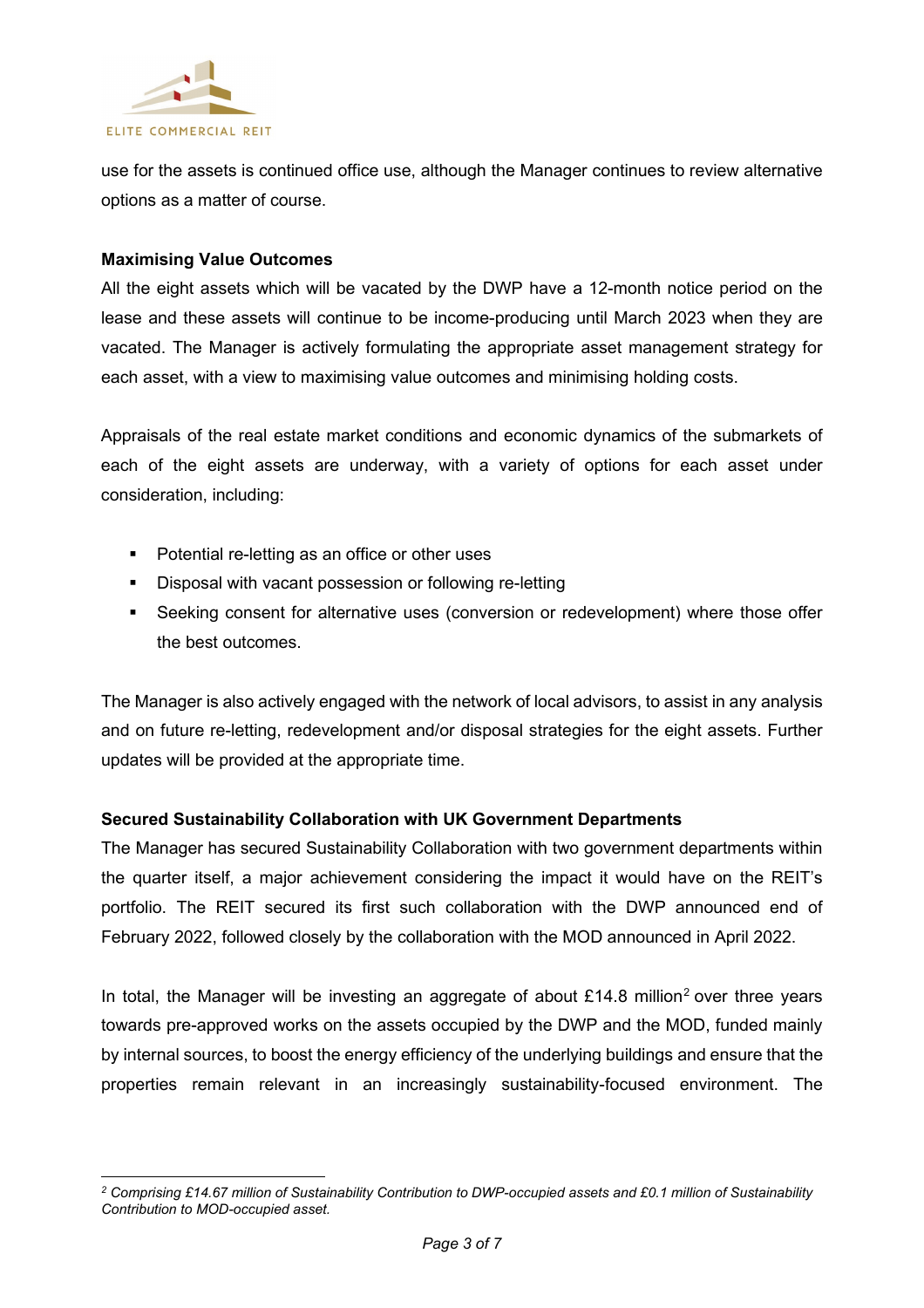use for the assets is continued office use, although the Manager continues to review alternative options as a matter of course.

**Maximising Value Outcomes**

All the eight assets which will be vacated by the DWP have a 12-month notice period on the lease and these assets will continue to be income-producing until March 2023 when they are vacated. The Manager is actively formulating the appropriate asset management strategy for each asset, with a view to maximising value outcomes and minimising holding costs.

Appraisals of the real estate market conditions and economic dynamics of the submarkets of each of the eight assets are underway, with a variety of options for each asset under consideration, including:

- Potential re-letting as an office or other uses
- Disposal with vacant possession or following re-letting
- Seeking consent for alternative uses (conversion or redevelopment) where those offer the best outcomes.

The Manager is also actively engaged with the network of local advisors, to assist in any analysis and on future re-letting, redevelopment and/or disposal strategies for the eight assets. Further updates will be provided at the appropriate time.

**Secured Sustainability Collaboration with UK Government Departments**

The Manager has secured Sustainability Collaboration with two government departments within the quarter itself, a major achievement considering the impact it would have on the REIT's portfolio. The REIT secured its first such collaboration with the DWP announced end of February 2022, followed closely by the collaboration with the MOD announced in April 2022.

In total, the Manager will be investing an aggregate of about £14.8 million[2] over three years towards pre-approved works on the assets occupied by the DWP and the MOD, funded mainly by internal sources, to boost the energy efficiency of the underlying buildings and ensure that the properties remain relevant in an increasingly sustainability-focused environment. The

---

[2] *Comprising £14.67 million of Sustainability Contribution to DWP-occupied assets and £0.1 million of Sustainability Contribution to MOD-occupied asset.*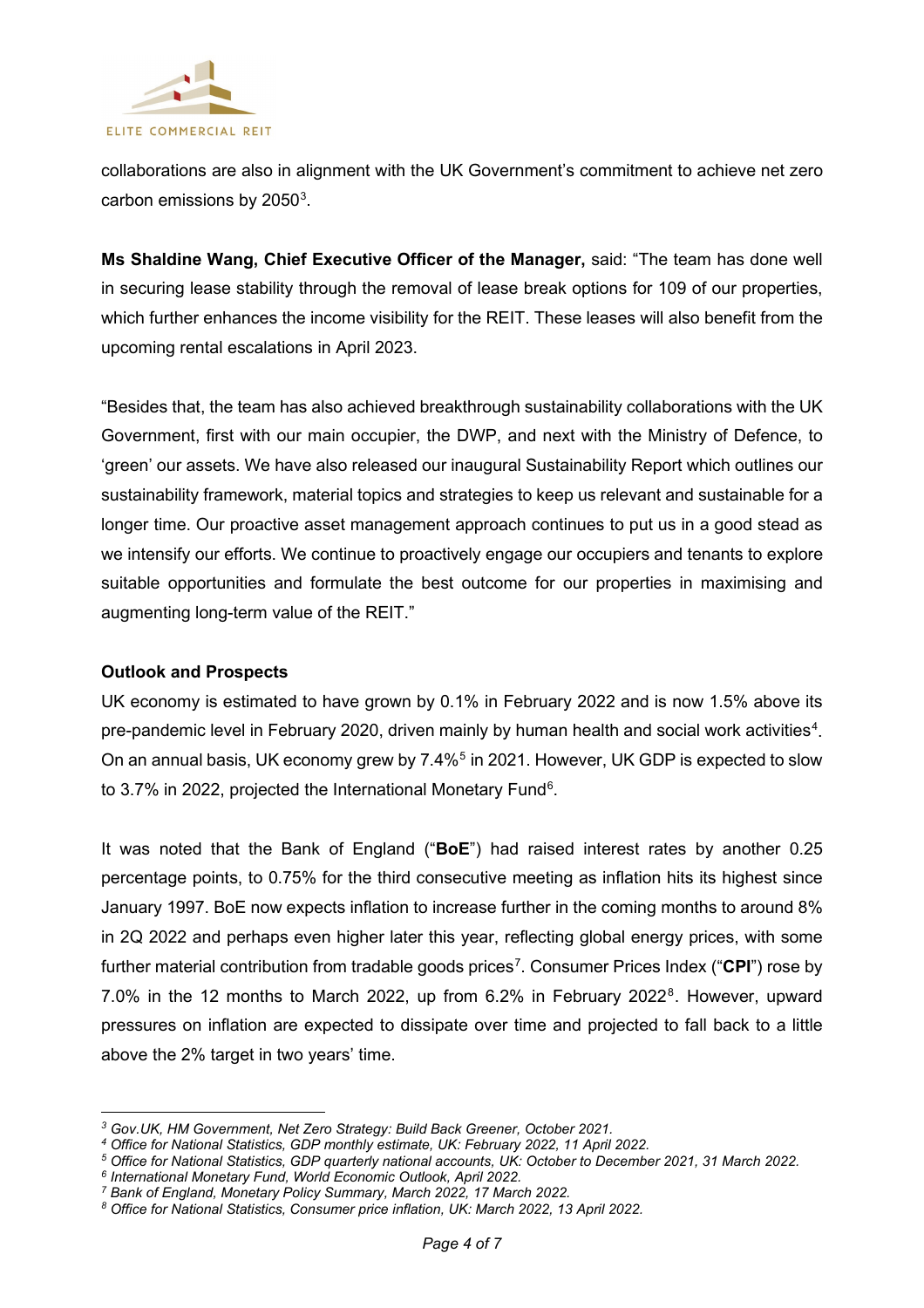collaborations are also in alignment with the UK Government's commitment to achieve net zero carbon emissions by 2050[3].

**Ms Shaldine Wang, Chief Executive Officer of the Manager,** said: "The team has done well in securing lease stability through the removal of lease break options for 109 of our properties, which further enhances the income visibility for the REIT. These leases will also benefit from the upcoming rental escalations in April 2023.

"Besides that, the team has also achieved breakthrough sustainability collaborations with the UK Government, first with our main occupier, the DWP, and next with the Ministry of Defence, to 'green' our assets. We have also released our inaugural Sustainability Report which outlines our sustainability framework, material topics and strategies to keep us relevant and sustainable for a longer time. Our proactive asset management approach continues to put us in a good stead as we intensify our efforts. We continue to proactively engage our occupiers and tenants to explore suitable opportunities and formulate the best outcome for our properties in maximising and augmenting long-term value of the REIT."

**Outlook and Prospects**

UK economy is estimated to have grown by 0.1% in February 2022 and is now 1.5% above its pre-pandemic level in February 2020, driven mainly by human health and social work activities[4]. On an annual basis, UK economy grew by 7.4%[5] in 2021. However, UK GDP is expected to slow to 3.7% in 2022, projected the International Monetary Fund[6].

It was noted that the Bank of England ("**BoE**") had raised interest rates by another 0.25 percentage points, to 0.75% for the third consecutive meeting as inflation hits its highest since January 1997. BoE now expects inflation to increase further in the coming months to around 8% in 2Q 2022 and perhaps even higher later this year, reflecting global energy prices, with some further material contribution from tradable goods prices[7]. Consumer Prices Index ("**CPI**") rose by 7.0% in the 12 months to March 2022, up from 6.2% in February 2022[8]. However, upward pressures on inflation are expected to dissipate over time and projected to fall back to a little above the 2% target in two years' time.

---

*[3] Gov.UK, HM Government, Net Zero Strategy: Build Back Greener, October 2021.*
*[4] Office for National Statistics, GDP monthly estimate, UK: February 2022, 11 April 2022.*
*[5] Office for National Statistics, GDP quarterly national accounts, UK: October to December 2021, 31 March 2022.*
*[6] International Monetary Fund, World Economic Outlook, April 2022.*
*[7] Bank of England, Monetary Policy Summary, March 2022, 17 March 2022.*
*[8] Office for National Statistics, Consumer price inflation, UK: March 2022, 13 April 2022.*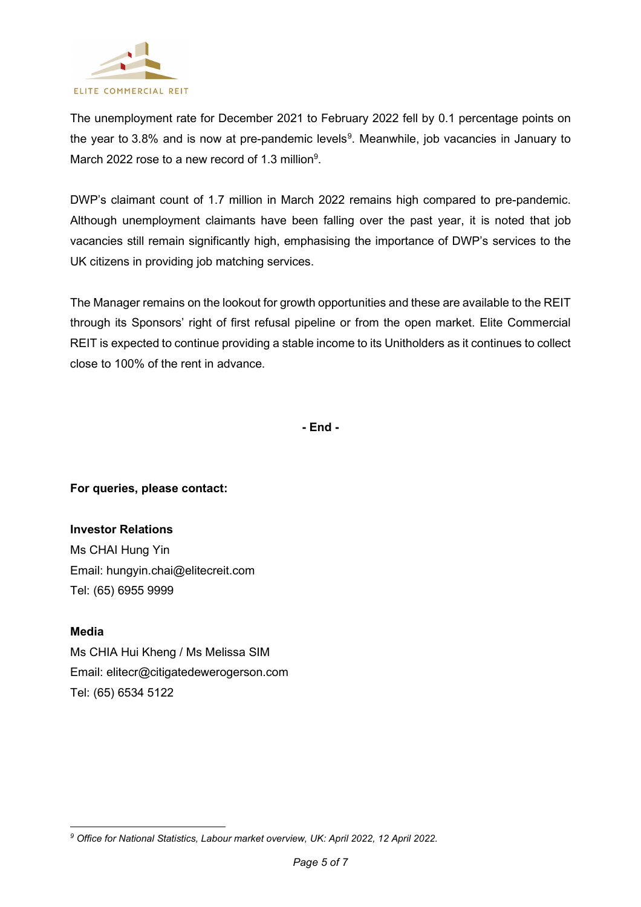The unemployment rate for December 2021 to February 2022 fell by 0.1 percentage points on the year to 3.8% and is now at pre-pandemic levels[9]. Meanwhile, job vacancies in January to March 2022 rose to a new record of 1.3 million[9].

DWP's claimant count of 1.7 million in March 2022 remains high compared to pre-pandemic. Although unemployment claimants have been falling over the past year, it is noted that job vacancies still remain significantly high, emphasising the importance of DWP's services to the UK citizens in providing job matching services.

The Manager remains on the lookout for growth opportunities and these are available to the REIT through its Sponsors' right of first refusal pipeline or from the open market. Elite Commercial REIT is expected to continue providing a stable income to its Unitholders as it continues to collect close to 100% of the rent in advance.

**- End -**

**For queries, please contact:**

**Investor Relations**
Ms CHAI Hung Yin
Email: hungyin.chai@elitecreit.com
Tel: (65) 6955 9999

**Media**
Ms CHIA Hui Kheng / Ms Melissa SIM
Email: elitecr@citigatedewerogerson.com
Tel: (65) 6534 5122

---

*[9] Office for National Statistics, Labour market overview, UK: April 2022, 12 April 2022.*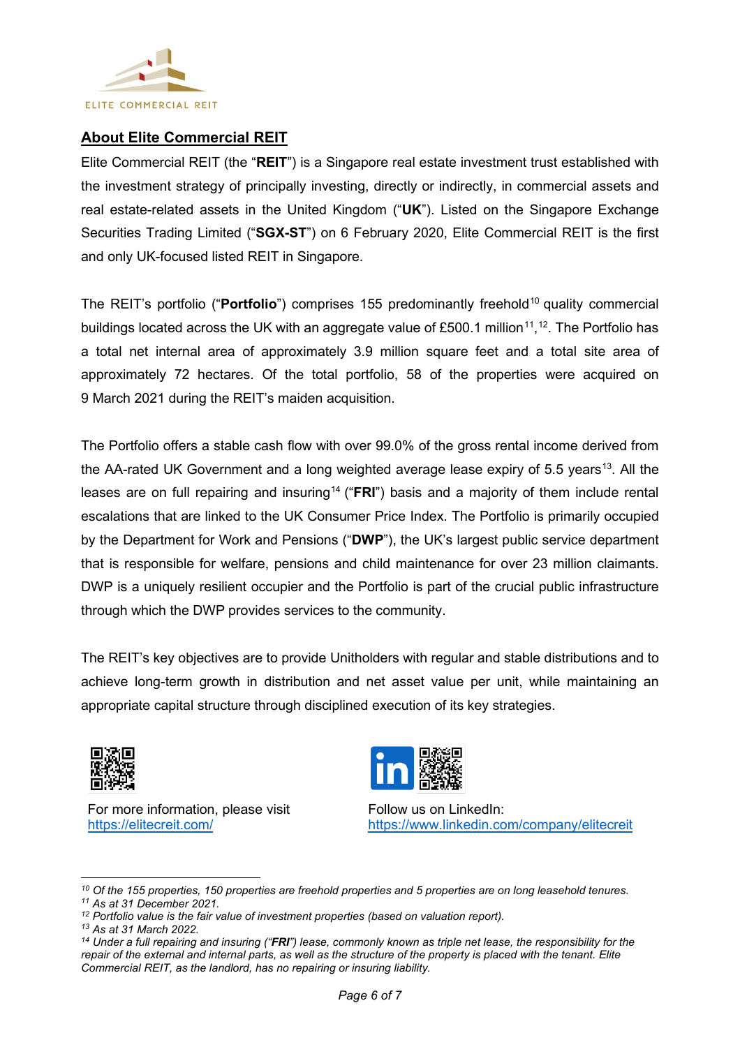ELITE COMMERCIAL REIT

## About Elite Commercial REIT

Elite Commercial REIT (the "**REIT**") is a Singapore real estate investment trust established with the investment strategy of principally investing, directly or indirectly, in commercial assets and real estate-related assets in the United Kingdom ("**UK**"). Listed on the Singapore Exchange Securities Trading Limited ("**SGX-ST**") on 6 February 2020, Elite Commercial REIT is the first and only UK-focused listed REIT in Singapore.

The REIT's portfolio ("**Portfolio**") comprises 155 predominantly freehold[10] quality commercial buildings located across the UK with an aggregate value of £500.1 million[11],[12]. The Portfolio has a total net internal area of approximately 3.9 million square feet and a total site area of approximately 72 hectares. Of the total portfolio, 58 of the properties were acquired on 9 March 2021 during the REIT's maiden acquisition.

The Portfolio offers a stable cash flow with over 99.0% of the gross rental income derived from the AA-rated UK Government and a long weighted average lease expiry of 5.5 years[13]. All the leases are on full repairing and insuring[14] ("**FRI**") basis and a majority of them include rental escalations that are linked to the UK Consumer Price Index. The Portfolio is primarily occupied by the Department for Work and Pensions ("**DWP**"), the UK's largest public service department that is responsible for welfare, pensions and child maintenance for over 23 million claimants. DWP is a uniquely resilient occupier and the Portfolio is part of the crucial public infrastructure through which the DWP provides services to the community.

The REIT's key objectives are to provide Unitholders with regular and stable distributions and to achieve long-term growth in distribution and net asset value per unit, while maintaining an appropriate capital structure through disciplined execution of its key strategies.

For more information, please visit https://elitecreit.com/

Follow us on LinkedIn: https://www.linkedin.com/company/elitecreit

---

[10] *Of the 155 properties, 150 properties are freehold properties and 5 properties are on long leasehold tenures.*

[11] *As at 31 December 2021.*

[12] *Portfolio value is the fair value of investment properties (based on valuation report).*

[13] *As at 31 March 2022.*

[14] *Under a full repairing and insuring ("**FRI**") lease, commonly known as triple net lease, the responsibility for the repair of the external and internal parts, as well as the structure of the property is placed with the tenant. Elite Commercial REIT, as the landlord, has no repairing or insuring liability.*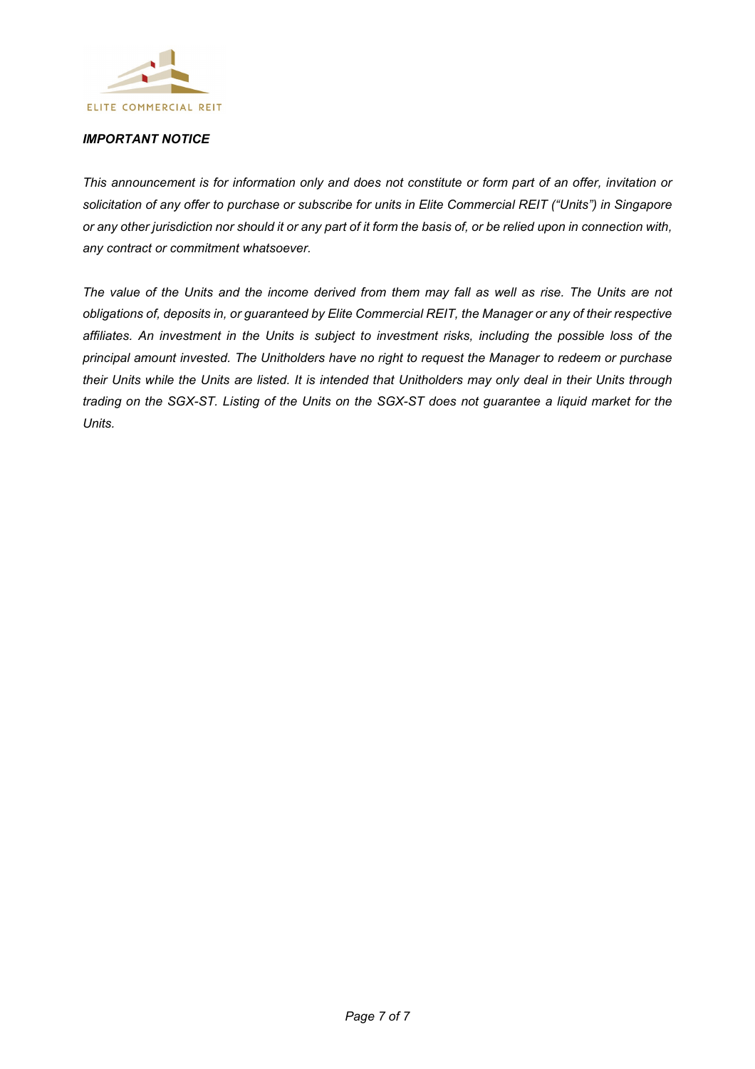***IMPORTANT NOTICE***

*This announcement is for information only and does not constitute or form part of an offer, invitation or solicitation of any offer to purchase or subscribe for units in Elite Commercial REIT ("Units") in Singapore or any other jurisdiction nor should it or any part of it form the basis of, or be relied upon in connection with, any contract or commitment whatsoever.*

*The value of the Units and the income derived from them may fall as well as rise. The Units are not obligations of, deposits in, or guaranteed by Elite Commercial REIT, the Manager or any of their respective affiliates. An investment in the Units is subject to investment risks, including the possible loss of the principal amount invested. The Unitholders have no right to request the Manager to redeem or purchase their Units while the Units are listed. It is intended that Unitholders may only deal in their Units through trading on the SGX-ST. Listing of the Units on the SGX-ST does not guarantee a liquid market for the Units.*